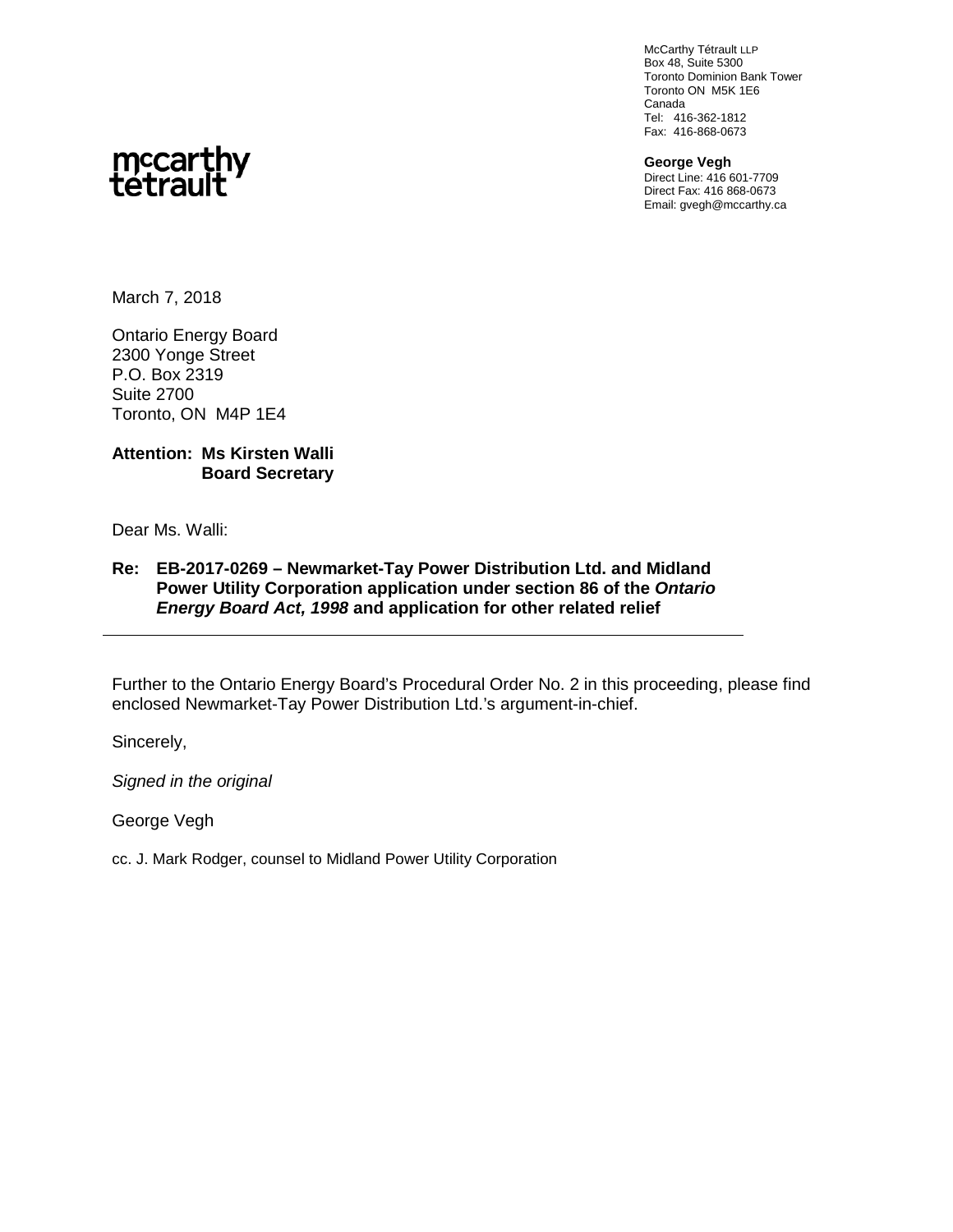mccarthy tétrault

McCarthy Tétrault LLP
Box 48, Suite 5300
Toronto Dominion Bank Tower
Toronto ON M5K 1E6
Canada
Tel: 416-362-1812
Fax: 416-868-0673

**George Vegh**
Direct Line: 416 601-7709
Direct Fax: 416 868-0673
Email: gvegh@mccarthy.ca

March 7, 2018

Ontario Energy Board
2300 Yonge Street
P.O. Box 2319
Suite 2700
Toronto, ON M4P 1E4

**Attention: Ms Kirsten Walli**
**Board Secretary**

Dear Ms. Walli:

**Re: EB-2017-0269 – Newmarket-Tay Power Distribution Ltd. and Midland Power Utility Corporation application under section 86 of the *Ontario Energy Board Act, 1998* and application for other related relief**

---

Further to the Ontario Energy Board's Procedural Order No. 2 in this proceeding, please find enclosed Newmarket-Tay Power Distribution Ltd.'s argument-in-chief.

Sincerely,

*Signed in the original*

George Vegh

cc. J. Mark Rodger, counsel to Midland Power Utility Corporation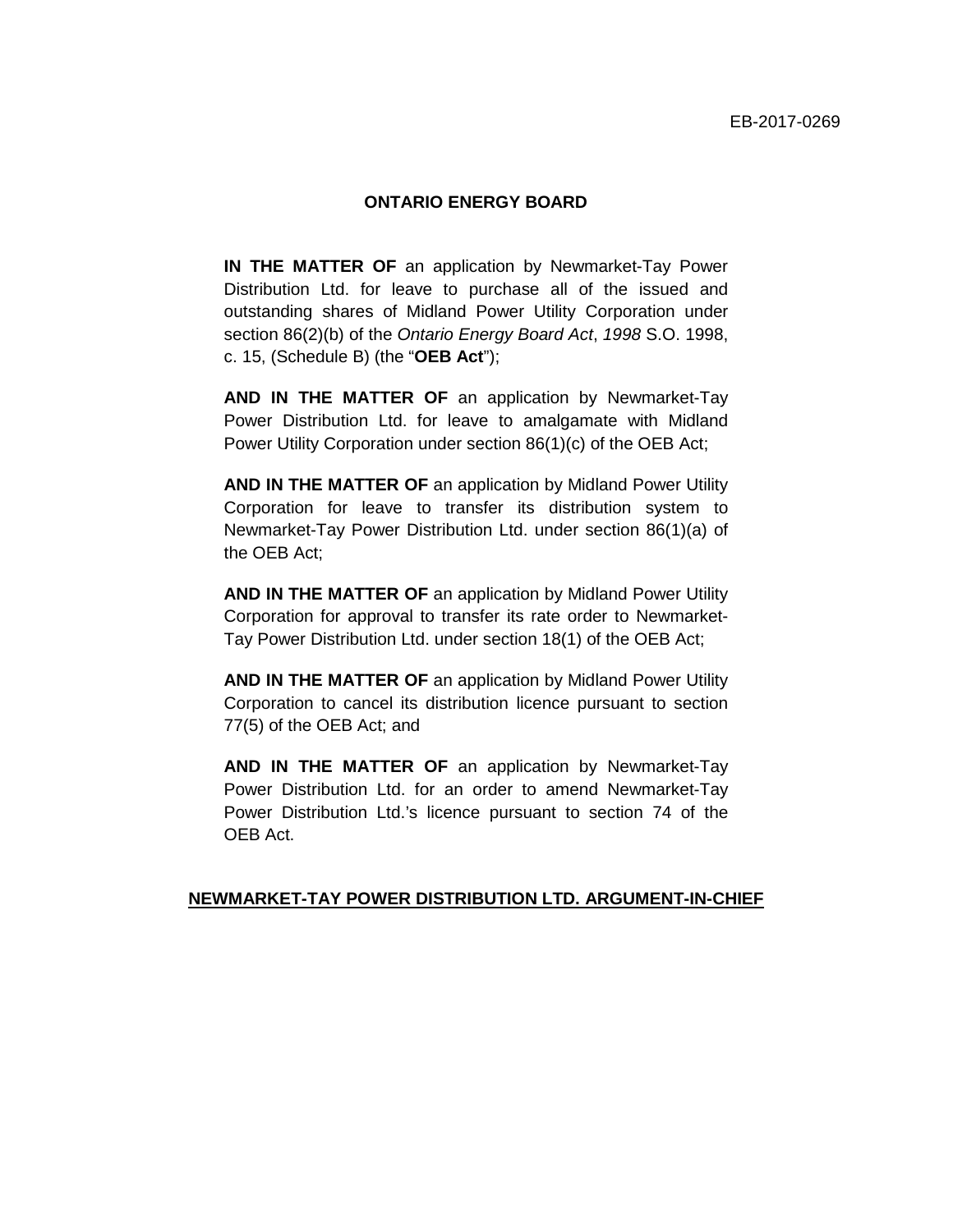EB-2017-0269

**ONTARIO ENERGY BOARD**

**IN THE MATTER OF** an application by Newmarket-Tay Power Distribution Ltd. for leave to purchase all of the issued and outstanding shares of Midland Power Utility Corporation under section 86(2)(b) of the *Ontario Energy Board Act*, *1998* S.O. 1998, c. 15, (Schedule B) (the "**OEB Act**");

**AND IN THE MATTER OF** an application by Newmarket-Tay Power Distribution Ltd. for leave to amalgamate with Midland Power Utility Corporation under section 86(1)(c) of the OEB Act;

**AND IN THE MATTER OF** an application by Midland Power Utility Corporation for leave to transfer its distribution system to Newmarket-Tay Power Distribution Ltd. under section 86(1)(a) of the OEB Act;

**AND IN THE MATTER OF** an application by Midland Power Utility Corporation for approval to transfer its rate order to Newmarket-Tay Power Distribution Ltd. under section 18(1) of the OEB Act;

**AND IN THE MATTER OF** an application by Midland Power Utility Corporation to cancel its distribution licence pursuant to section 77(5) of the OEB Act; and

**AND IN THE MATTER OF** an application by Newmarket-Tay Power Distribution Ltd. for an order to amend Newmarket-Tay Power Distribution Ltd.'s licence pursuant to section 74 of the OEB Act.

**NEWMARKET-TAY POWER DISTRIBUTION LTD. ARGUMENT-IN-CHIEF**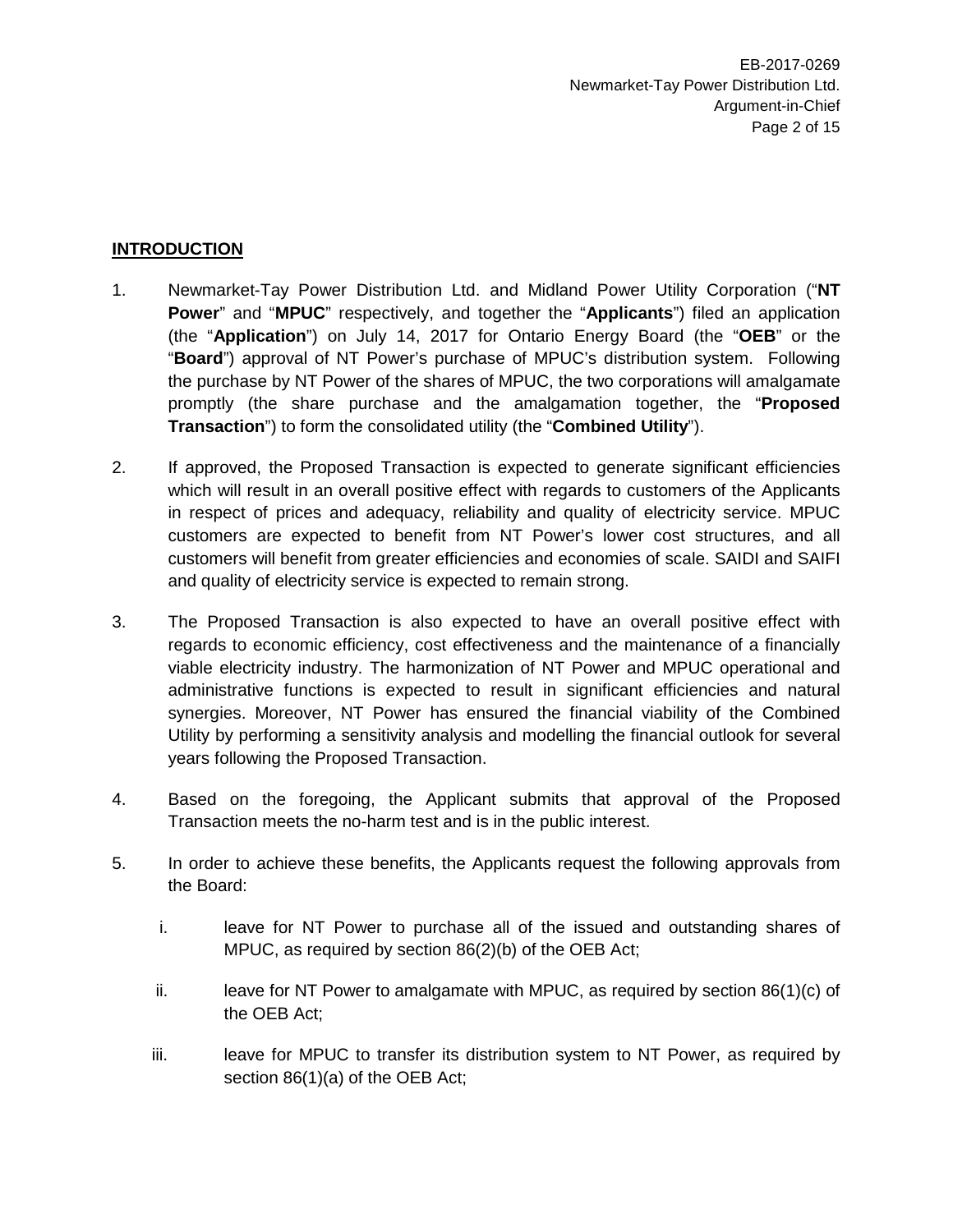## INTRODUCTION

1. Newmarket-Tay Power Distribution Ltd. and Midland Power Utility Corporation ("**NT Power**" and "**MPUC**" respectively, and together the "**Applicants**") filed an application (the "**Application**") on July 14, 2017 for Ontario Energy Board (the "**OEB**" or the "**Board**") approval of NT Power's purchase of MPUC's distribution system. Following the purchase by NT Power of the shares of MPUC, the two corporations will amalgamate promptly (the share purchase and the amalgamation together, the "**Proposed Transaction**") to form the consolidated utility (the "**Combined Utility**").

2. If approved, the Proposed Transaction is expected to generate significant efficiencies which will result in an overall positive effect with regards to customers of the Applicants in respect of prices and adequacy, reliability and quality of electricity service. MPUC customers are expected to benefit from NT Power's lower cost structures, and all customers will benefit from greater efficiencies and economies of scale. SAIDI and SAIFI and quality of electricity service is expected to remain strong.

3. The Proposed Transaction is also expected to have an overall positive effect with regards to economic efficiency, cost effectiveness and the maintenance of a financially viable electricity industry. The harmonization of NT Power and MPUC operational and administrative functions is expected to result in significant efficiencies and natural synergies. Moreover, NT Power has ensured the financial viability of the Combined Utility by performing a sensitivity analysis and modelling the financial outlook for several years following the Proposed Transaction.

4. Based on the foregoing, the Applicant submits that approval of the Proposed Transaction meets the no-harm test and is in the public interest.

5. In order to achieve these benefits, the Applicants request the following approvals from the Board:

   i. leave for NT Power to purchase all of the issued and outstanding shares of MPUC, as required by section 86(2)(b) of the OEB Act;

   ii. leave for NT Power to amalgamate with MPUC, as required by section 86(1)(c) of the OEB Act;

   iii. leave for MPUC to transfer its distribution system to NT Power, as required by section 86(1)(a) of the OEB Act;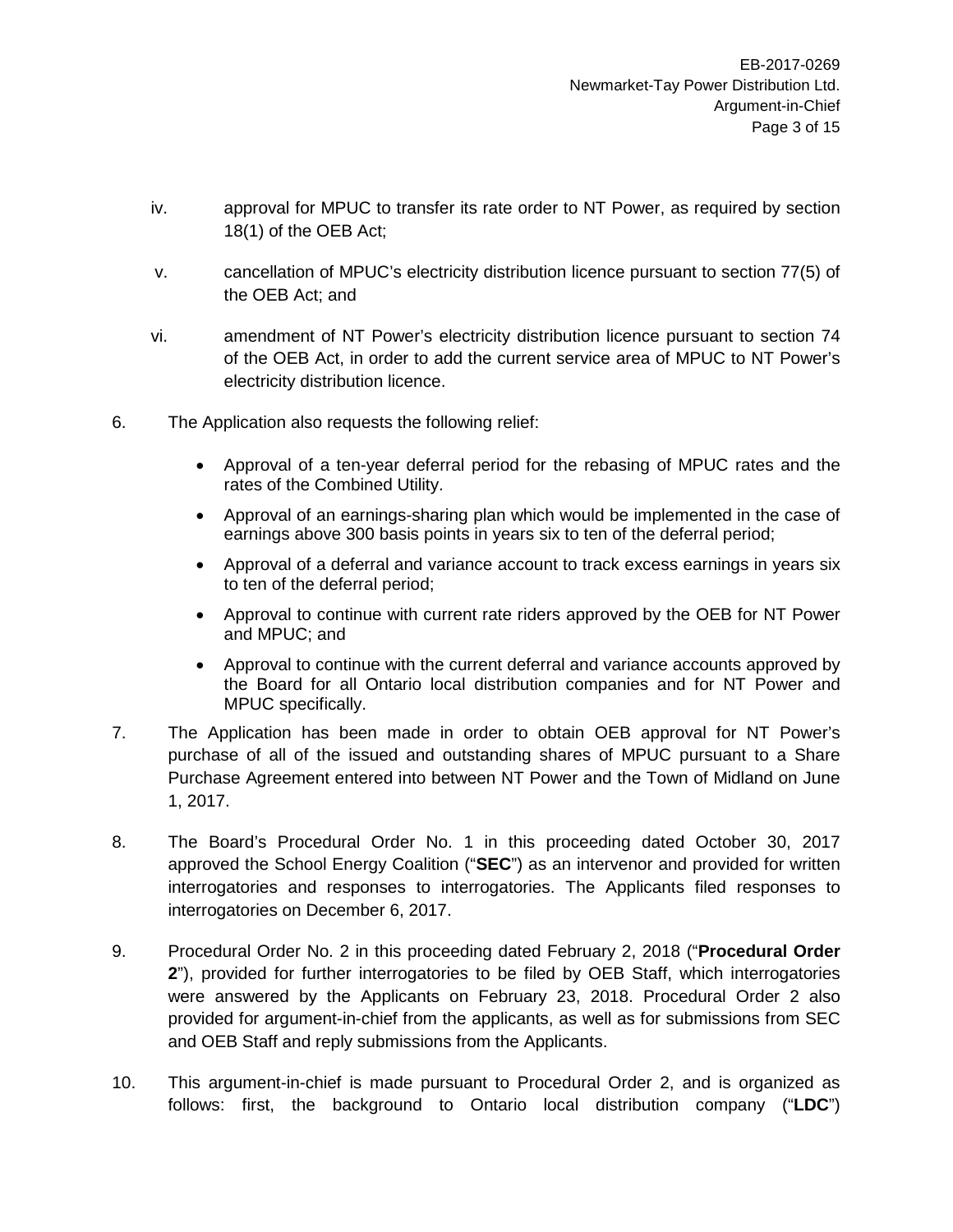iv. approval for MPUC to transfer its rate order to NT Power, as required by section 18(1) of the OEB Act;

v. cancellation of MPUC's electricity distribution licence pursuant to section 77(5) of the OEB Act; and

vi. amendment of NT Power's electricity distribution licence pursuant to section 74 of the OEB Act, in order to add the current service area of MPUC to NT Power's electricity distribution licence.

6. The Application also requests the following relief:

- Approval of a ten-year deferral period for the rebasing of MPUC rates and the rates of the Combined Utility.
- Approval of an earnings-sharing plan which would be implemented in the case of earnings above 300 basis points in years six to ten of the deferral period;
- Approval of a deferral and variance account to track excess earnings in years six to ten of the deferral period;
- Approval to continue with current rate riders approved by the OEB for NT Power and MPUC; and
- Approval to continue with the current deferral and variance accounts approved by the Board for all Ontario local distribution companies and for NT Power and MPUC specifically.

7. The Application has been made in order to obtain OEB approval for NT Power's purchase of all of the issued and outstanding shares of MPUC pursuant to a Share Purchase Agreement entered into between NT Power and the Town of Midland on June 1, 2017.

8. The Board's Procedural Order No. 1 in this proceeding dated October 30, 2017 approved the School Energy Coalition ("**SEC**") as an intervenor and provided for written interrogatories and responses to interrogatories. The Applicants filed responses to interrogatories on December 6, 2017.

9. Procedural Order No. 2 in this proceeding dated February 2, 2018 ("**Procedural Order 2**"), provided for further interrogatories to be filed by OEB Staff, which interrogatories were answered by the Applicants on February 23, 2018. Procedural Order 2 also provided for argument-in-chief from the applicants, as well as for submissions from SEC and OEB Staff and reply submissions from the Applicants.

10. This argument-in-chief is made pursuant to Procedural Order 2, and is organized as follows: first, the background to Ontario local distribution company ("**LDC**")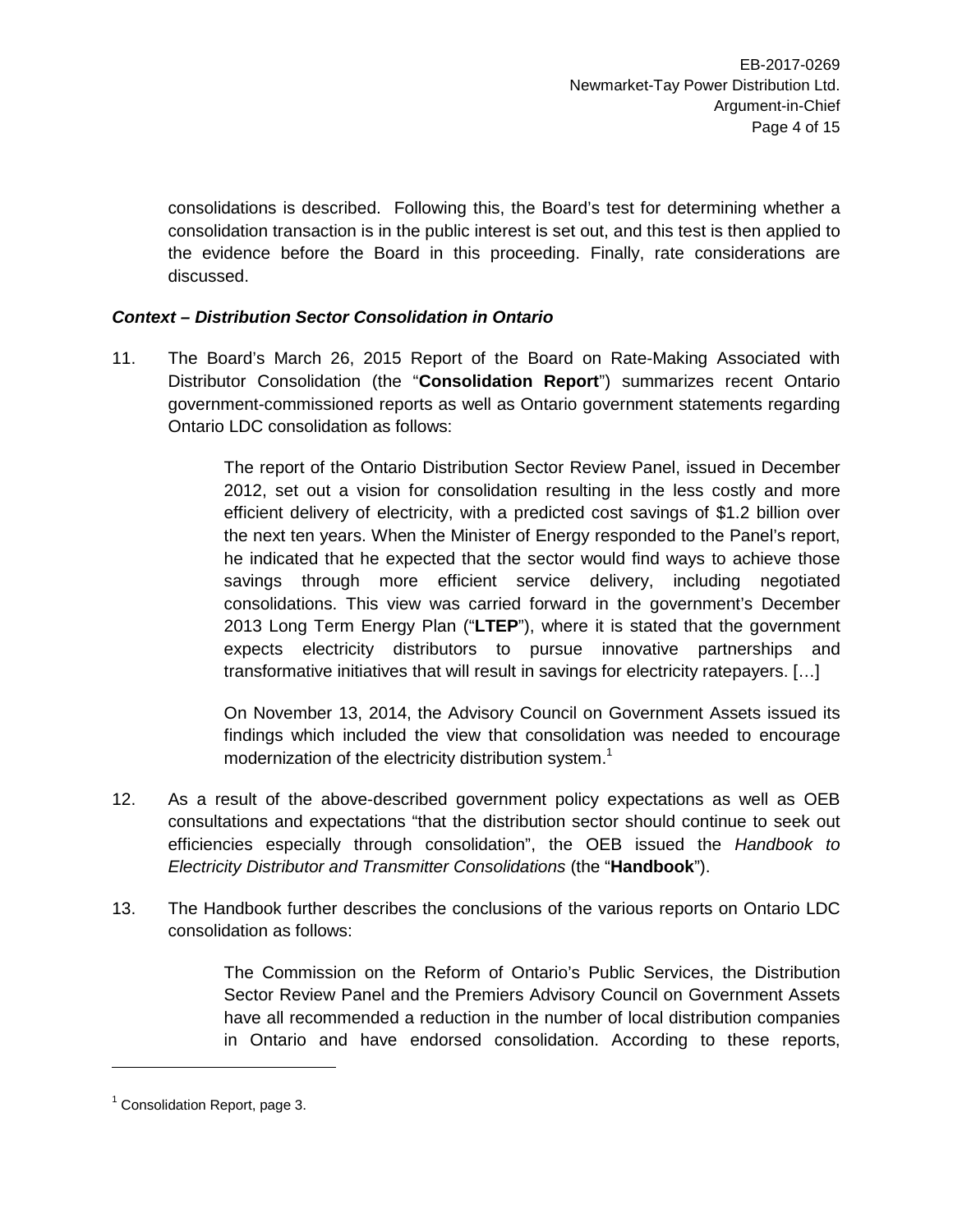consolidations is described. Following this, the Board's test for determining whether a consolidation transaction is in the public interest is set out, and this test is then applied to the evidence before the Board in this proceeding. Finally, rate considerations are discussed.

### *Context – Distribution Sector Consolidation in Ontario*

11. The Board's March 26, 2015 Report of the Board on Rate-Making Associated with Distributor Consolidation (the "**Consolidation Report**") summarizes recent Ontario government-commissioned reports as well as Ontario government statements regarding Ontario LDC consolidation as follows:

> The report of the Ontario Distribution Sector Review Panel, issued in December 2012, set out a vision for consolidation resulting in the less costly and more efficient delivery of electricity, with a predicted cost savings of $1.2 billion over the next ten years. When the Minister of Energy responded to the Panel's report, he indicated that he expected that the sector would find ways to achieve those savings through more efficient service delivery, including negotiated consolidations. This view was carried forward in the government's December 2013 Long Term Energy Plan ("**LTEP**"), where it is stated that the government expects electricity distributors to pursue innovative partnerships and transformative initiatives that will result in savings for electricity ratepayers. […]
>
> On November 13, 2014, the Advisory Council on Government Assets issued its findings which included the view that consolidation was needed to encourage modernization of the electricity distribution system.[1]

12. As a result of the above-described government policy expectations as well as OEB consultations and expectations "that the distribution sector should continue to seek out efficiencies especially through consolidation", the OEB issued the *Handbook to Electricity Distributor and Transmitter Consolidations* (the "**Handbook**").

13. The Handbook further describes the conclusions of the various reports on Ontario LDC consolidation as follows:

> The Commission on the Reform of Ontario's Public Services, the Distribution Sector Review Panel and the Premiers Advisory Council on Government Assets have all recommended a reduction in the number of local distribution companies in Ontario and have endorsed consolidation. According to these reports,

[1] Consolidation Report, page 3.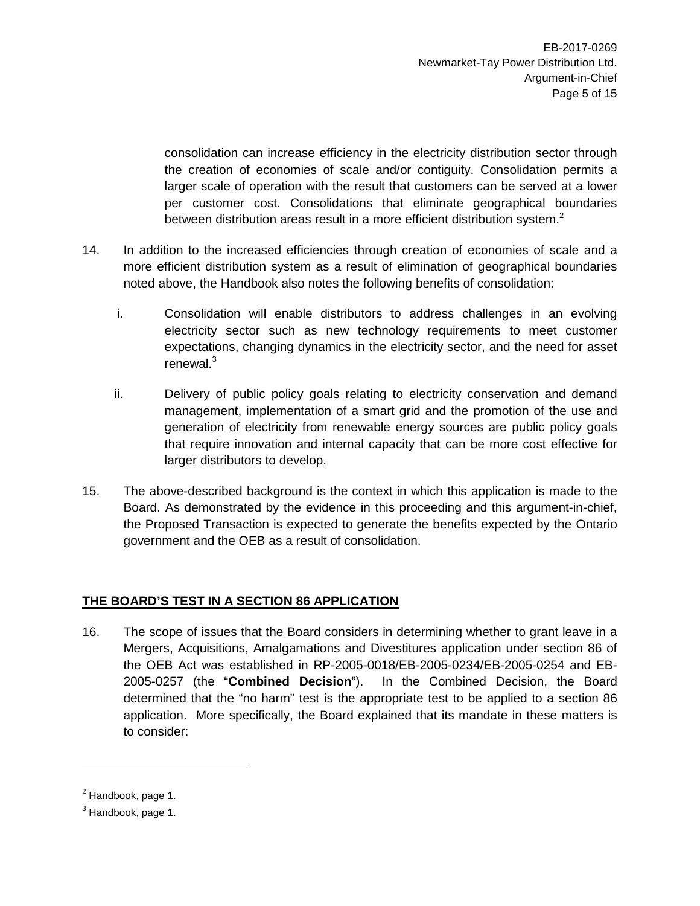consolidation can increase efficiency in the electricity distribution sector through the creation of economies of scale and/or contiguity. Consolidation permits a larger scale of operation with the result that customers can be served at a lower per customer cost. Consolidations that eliminate geographical boundaries between distribution areas result in a more efficient distribution system.[2]

14. In addition to the increased efficiencies through creation of economies of scale and a more efficient distribution system as a result of elimination of geographical boundaries noted above, the Handbook also notes the following benefits of consolidation:

    i. Consolidation will enable distributors to address challenges in an evolving electricity sector such as new technology requirements to meet customer expectations, changing dynamics in the electricity sector, and the need for asset renewal.[3]

    ii. Delivery of public policy goals relating to electricity conservation and demand management, implementation of a smart grid and the promotion of the use and generation of electricity from renewable energy sources are public policy goals that require innovation and internal capacity that can be more cost effective for larger distributors to develop.

15. The above-described background is the context in which this application is made to the Board. As demonstrated by the evidence in this proceeding and this argument-in-chief, the Proposed Transaction is expected to generate the benefits expected by the Ontario government and the OEB as a result of consolidation.

## THE BOARD'S TEST IN A SECTION 86 APPLICATION

16. The scope of issues that the Board considers in determining whether to grant leave in a Mergers, Acquisitions, Amalgamations and Divestitures application under section 86 of the OEB Act was established in RP-2005-0018/EB-2005-0234/EB-2005-0254 and EB-2005-0257 (the "**Combined Decision**"). In the Combined Decision, the Board determined that the "no harm" test is the appropriate test to be applied to a section 86 application. More specifically, the Board explained that its mandate in these matters is to consider:

---

[2] Handbook, page 1.

[3] Handbook, page 1.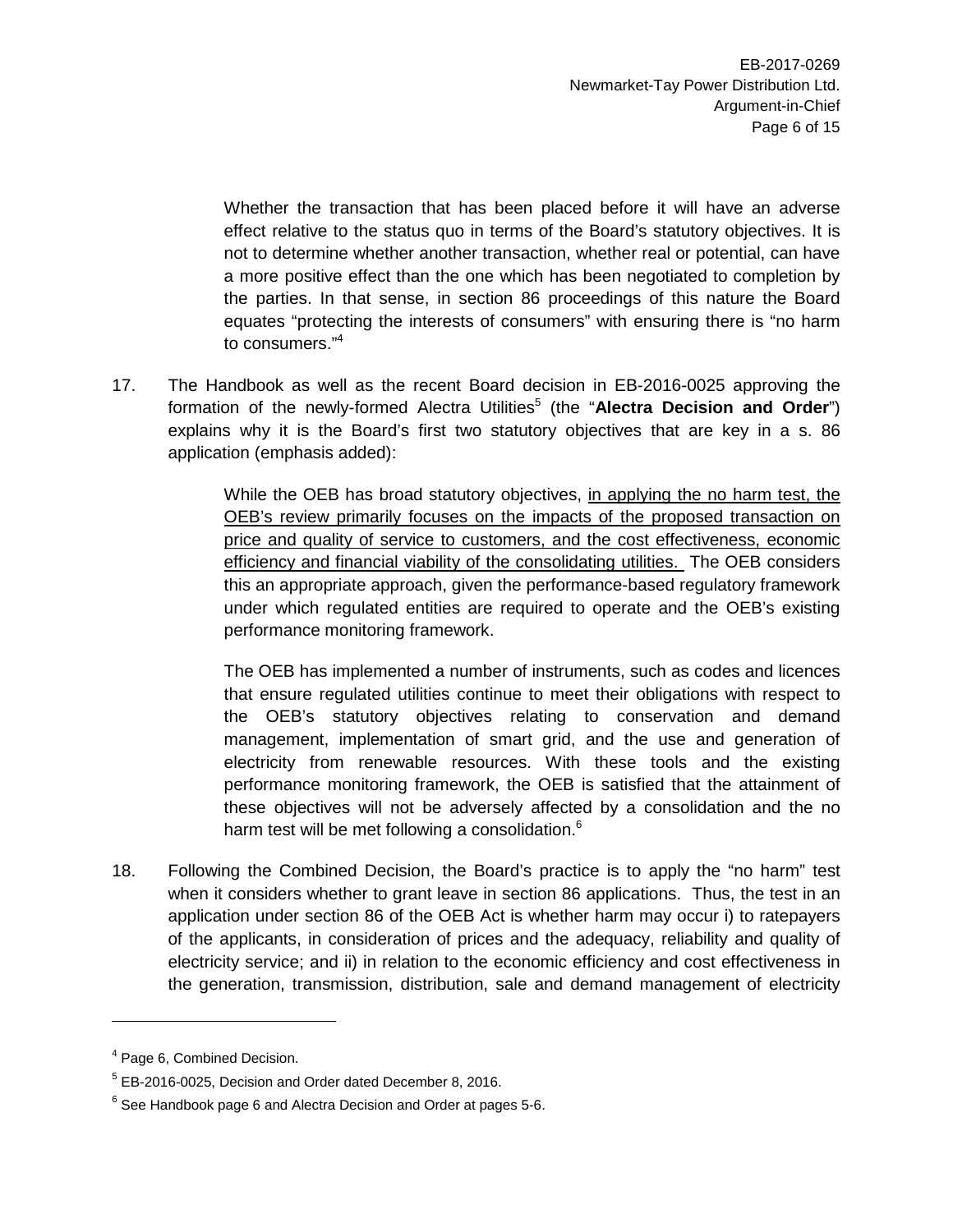> Whether the transaction that has been placed before it will have an adverse effect relative to the status quo in terms of the Board's statutory objectives. It is not to determine whether another transaction, whether real or potential, can have a more positive effect than the one which has been negotiated to completion by the parties. In that sense, in section 86 proceedings of this nature the Board equates "protecting the interests of consumers" with ensuring there is "no harm to consumers."[4]

17. The Handbook as well as the recent Board decision in EB-2016-0025 approving the formation of the newly-formed Alectra Utilities[5] (the "**Alectra Decision and Order**") explains why it is the Board's first two statutory objectives that are key in a s. 86 application (emphasis added):

> While the OEB has broad statutory objectives, <u>in applying the no harm test, the OEB's review primarily focuses on the impacts of the proposed transaction on price and quality of service to customers, and the cost effectiveness, economic efficiency and financial viability of the consolidating utilities.</u> The OEB considers this an appropriate approach, given the performance-based regulatory framework under which regulated entities are required to operate and the OEB's existing performance monitoring framework.
>
> The OEB has implemented a number of instruments, such as codes and licences that ensure regulated utilities continue to meet their obligations with respect to the OEB's statutory objectives relating to conservation and demand management, implementation of smart grid, and the use and generation of electricity from renewable resources. With these tools and the existing performance monitoring framework, the OEB is satisfied that the attainment of these objectives will not be adversely affected by a consolidation and the no harm test will be met following a consolidation.[6]

18. Following the Combined Decision, the Board's practice is to apply the "no harm" test when it considers whether to grant leave in section 86 applications. Thus, the test in an application under section 86 of the OEB Act is whether harm may occur i) to ratepayers of the applicants, in consideration of prices and the adequacy, reliability and quality of electricity service; and ii) in relation to the economic efficiency and cost effectiveness in the generation, transmission, distribution, sale and demand management of electricity

---

[4] Page 6, Combined Decision.

[5] EB-2016-0025, Decision and Order dated December 8, 2016.

[6] See Handbook page 6 and Alectra Decision and Order at pages 5-6.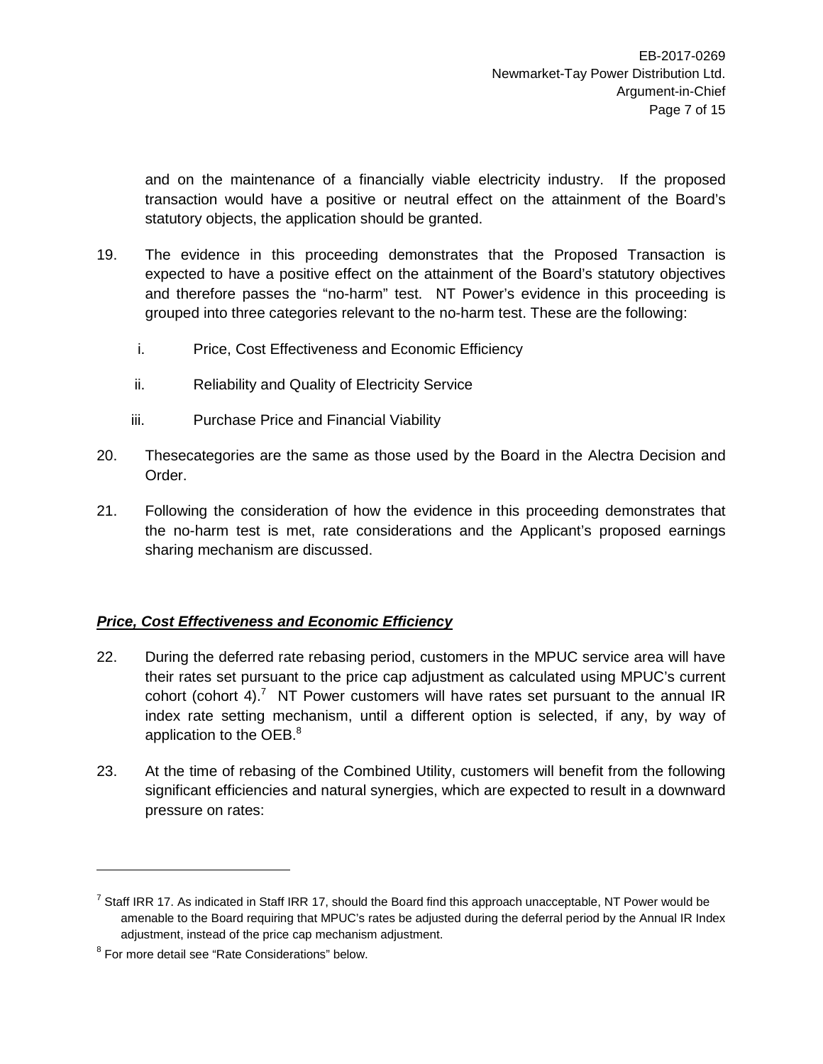and on the maintenance of a financially viable electricity industry. If the proposed transaction would have a positive or neutral effect on the attainment of the Board's statutory objects, the application should be granted.

19. The evidence in this proceeding demonstrates that the Proposed Transaction is expected to have a positive effect on the attainment of the Board's statutory objectives and therefore passes the "no-harm" test. NT Power's evidence in this proceeding is grouped into three categories relevant to the no-harm test. These are the following:

    i. Price, Cost Effectiveness and Economic Efficiency

    ii. Reliability and Quality of Electricity Service

    iii. Purchase Price and Financial Viability

20. Thesecategories are the same as those used by the Board in the Alectra Decision and Order.

21. Following the consideration of how the evidence in this proceeding demonstrates that the no-harm test is met, rate considerations and the Applicant's proposed earnings sharing mechanism are discussed.

***Price, Cost Effectiveness and Economic Efficiency***

22. During the deferred rate rebasing period, customers in the MPUC service area will have their rates set pursuant to the price cap adjustment as calculated using MPUC's current cohort (cohort 4).[7] NT Power customers will have rates set pursuant to the annual IR index rate setting mechanism, until a different option is selected, if any, by way of application to the OEB.[8]

23. At the time of rebasing of the Combined Utility, customers will benefit from the following significant efficiencies and natural synergies, which are expected to result in a downward pressure on rates:

---

[7] Staff IRR 17. As indicated in Staff IRR 17, should the Board find this approach unacceptable, NT Power would be amenable to the Board requiring that MPUC's rates be adjusted during the deferral period by the Annual IR Index adjustment, instead of the price cap mechanism adjustment.

[8] For more detail see "Rate Considerations" below.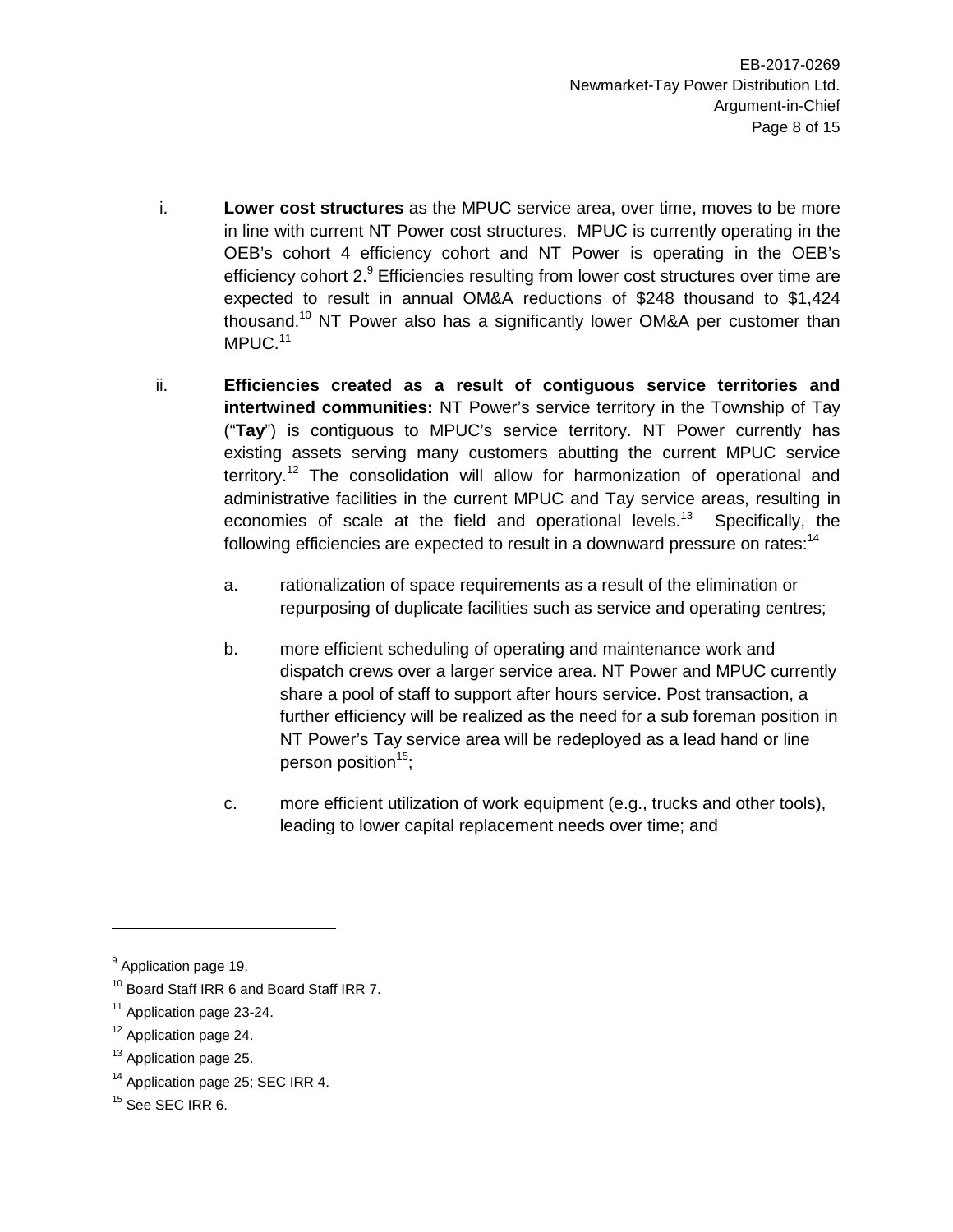i. **Lower cost structures** as the MPUC service area, over time, moves to be more in line with current NT Power cost structures. MPUC is currently operating in the OEB's cohort 4 efficiency cohort and NT Power is operating in the OEB's efficiency cohort 2.[9] Efficiencies resulting from lower cost structures over time are expected to result in annual OM&A reductions of $248 thousand to $1,424 thousand.[10] NT Power also has a significantly lower OM&A per customer than MPUC.[11]

ii. **Efficiencies created as a result of contiguous service territories and intertwined communities:** NT Power's service territory in the Township of Tay ("**Tay**") is contiguous to MPUC's service territory. NT Power currently has existing assets serving many customers abutting the current MPUC service territory.[12] The consolidation will allow for harmonization of operational and administrative facilities in the current MPUC and Tay service areas, resulting in economies of scale at the field and operational levels.[13] Specifically, the following efficiencies are expected to result in a downward pressure on rates:[14]

   a. rationalization of space requirements as a result of the elimination or repurposing of duplicate facilities such as service and operating centres;

   b. more efficient scheduling of operating and maintenance work and dispatch crews over a larger service area. NT Power and MPUC currently share a pool of staff to support after hours service. Post transaction, a further efficiency will be realized as the need for a sub foreman position in NT Power's Tay service area will be redeployed as a lead hand or line person position[15];

   c. more efficient utilization of work equipment (e.g., trucks and other tools), leading to lower capital replacement needs over time; and

---

[9] Application page 19.

[10] Board Staff IRR 6 and Board Staff IRR 7.

[11] Application page 23-24.

[12] Application page 24.

[13] Application page 25.

[14] Application page 25; SEC IRR 4.

[15] See SEC IRR 6.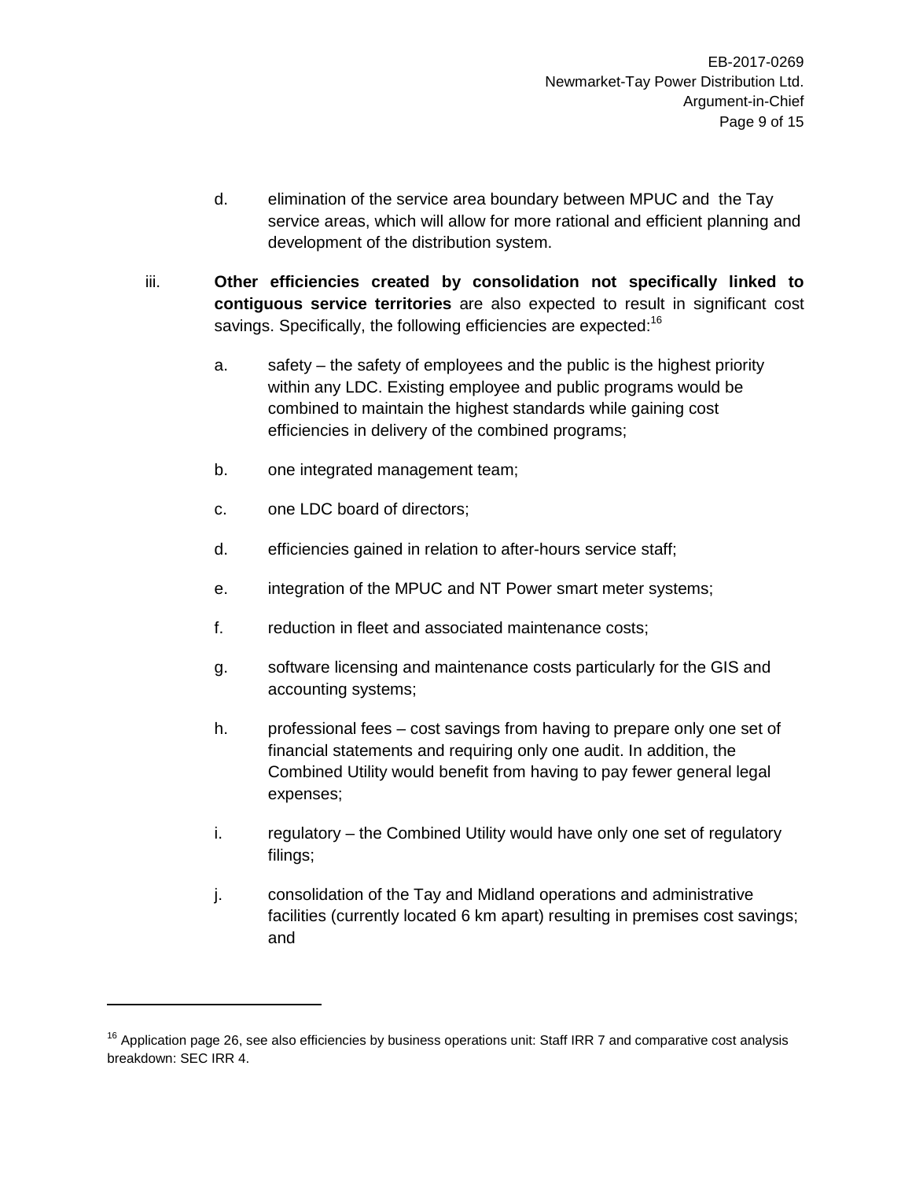d. elimination of the service area boundary between MPUC and the Tay service areas, which will allow for more rational and efficient planning and development of the distribution system.

iii. **Other efficiencies created by consolidation not specifically linked to contiguous service territories** are also expected to result in significant cost savings. Specifically, the following efficiencies are expected:[16]

a. safety – the safety of employees and the public is the highest priority within any LDC. Existing employee and public programs would be combined to maintain the highest standards while gaining cost efficiencies in delivery of the combined programs;

b. one integrated management team;

c. one LDC board of directors;

d. efficiencies gained in relation to after-hours service staff;

e. integration of the MPUC and NT Power smart meter systems;

f. reduction in fleet and associated maintenance costs;

g. software licensing and maintenance costs particularly for the GIS and accounting systems;

h. professional fees – cost savings from having to prepare only one set of financial statements and requiring only one audit. In addition, the Combined Utility would benefit from having to pay fewer general legal expenses;

i. regulatory – the Combined Utility would have only one set of regulatory filings;

j. consolidation of the Tay and Midland operations and administrative facilities (currently located 6 km apart) resulting in premises cost savings; and

---

[16] Application page 26, see also efficiencies by business operations unit: Staff IRR 7 and comparative cost analysis breakdown: SEC IRR 4.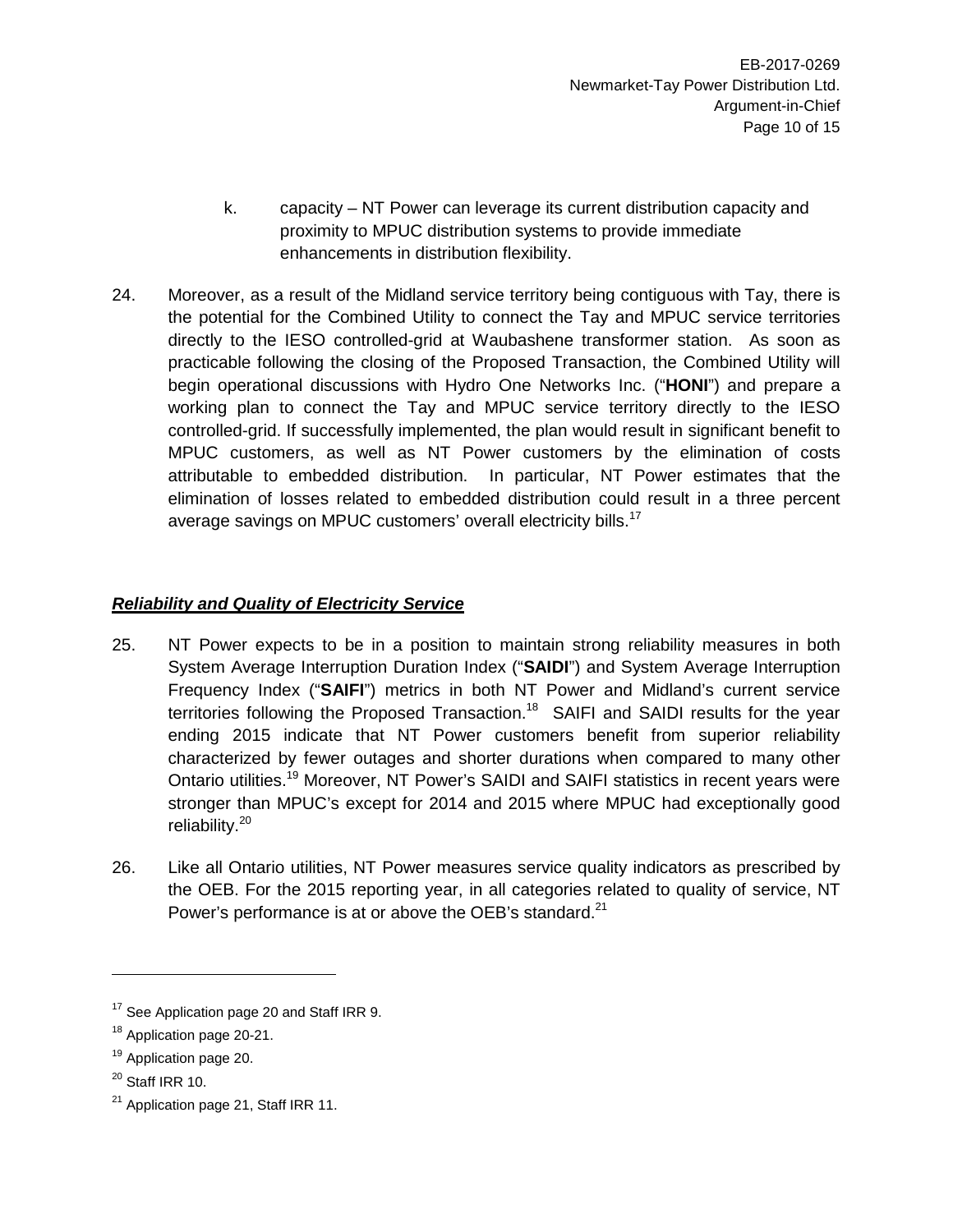k. capacity – NT Power can leverage its current distribution capacity and proximity to MPUC distribution systems to provide immediate enhancements in distribution flexibility.

24. Moreover, as a result of the Midland service territory being contiguous with Tay, there is the potential for the Combined Utility to connect the Tay and MPUC service territories directly to the IESO controlled-grid at Waubashene transformer station. As soon as practicable following the closing of the Proposed Transaction, the Combined Utility will begin operational discussions with Hydro One Networks Inc. ("**HONI**") and prepare a working plan to connect the Tay and MPUC service territory directly to the IESO controlled-grid. If successfully implemented, the plan would result in significant benefit to MPUC customers, as well as NT Power customers by the elimination of costs attributable to embedded distribution. In particular, NT Power estimates that the elimination of losses related to embedded distribution could result in a three percent average savings on MPUC customers' overall electricity bills.[17]

### ***Reliability and Quality of Electricity Service***

25. NT Power expects to be in a position to maintain strong reliability measures in both System Average Interruption Duration Index ("**SAIDI**") and System Average Interruption Frequency Index ("**SAIFI**") metrics in both NT Power and Midland's current service territories following the Proposed Transaction.[18] SAIFI and SAIDI results for the year ending 2015 indicate that NT Power customers benefit from superior reliability characterized by fewer outages and shorter durations when compared to many other Ontario utilities.[19] Moreover, NT Power's SAIDI and SAIFI statistics in recent years were stronger than MPUC's except for 2014 and 2015 where MPUC had exceptionally good reliability.[20]

26. Like all Ontario utilities, NT Power measures service quality indicators as prescribed by the OEB. For the 2015 reporting year, in all categories related to quality of service, NT Power's performance is at or above the OEB's standard.[21]

---

[17] See Application page 20 and Staff IRR 9.

[18] Application page 20-21.

[19] Application page 20.

[20] Staff IRR 10.

[21] Application page 21, Staff IRR 11.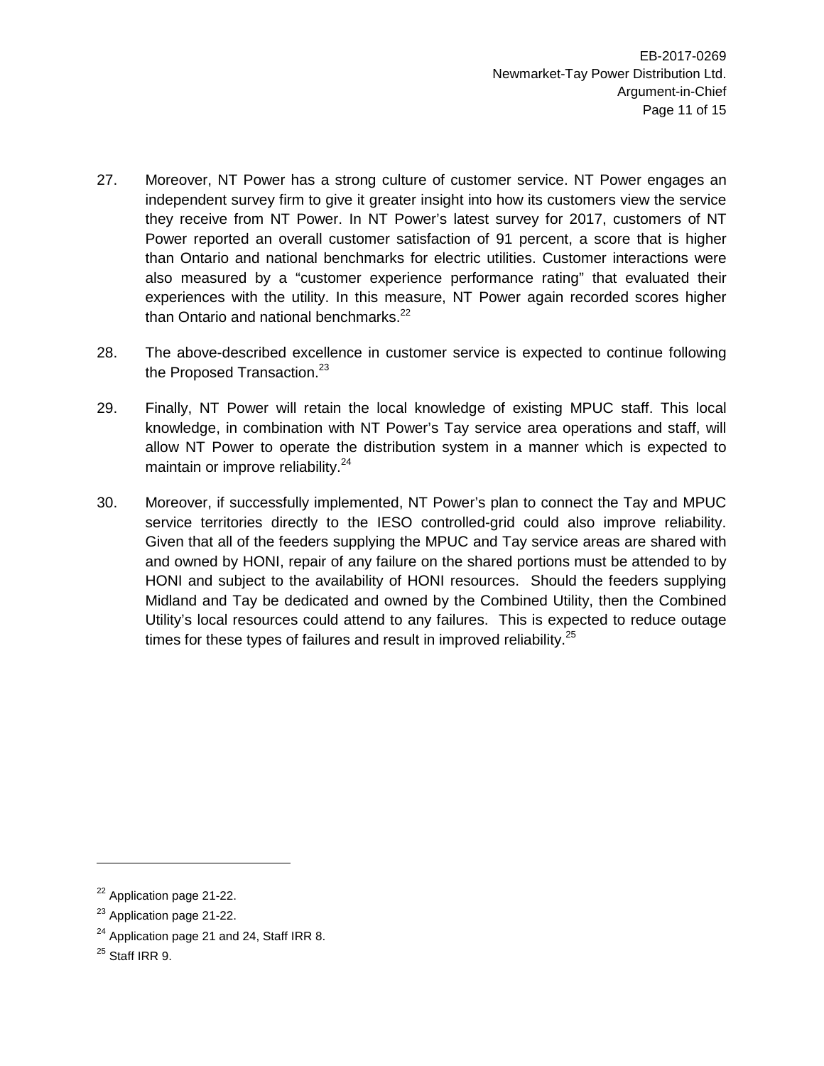27. Moreover, NT Power has a strong culture of customer service. NT Power engages an independent survey firm to give it greater insight into how its customers view the service they receive from NT Power. In NT Power's latest survey for 2017, customers of NT Power reported an overall customer satisfaction of 91 percent, a score that is higher than Ontario and national benchmarks for electric utilities. Customer interactions were also measured by a "customer experience performance rating" that evaluated their experiences with the utility. In this measure, NT Power again recorded scores higher than Ontario and national benchmarks.[22]

28. The above-described excellence in customer service is expected to continue following the Proposed Transaction.[23]

29. Finally, NT Power will retain the local knowledge of existing MPUC staff. This local knowledge, in combination with NT Power's Tay service area operations and staff, will allow NT Power to operate the distribution system in a manner which is expected to maintain or improve reliability.[24]

30. Moreover, if successfully implemented, NT Power's plan to connect the Tay and MPUC service territories directly to the IESO controlled-grid could also improve reliability. Given that all of the feeders supplying the MPUC and Tay service areas are shared with and owned by HONI, repair of any failure on the shared portions must be attended to by HONI and subject to the availability of HONI resources. Should the feeders supplying Midland and Tay be dedicated and owned by the Combined Utility, then the Combined Utility's local resources could attend to any failures. This is expected to reduce outage times for these types of failures and result in improved reliability.[25]

---

[22] Application page 21-22.

[23] Application page 21-22.

[24] Application page 21 and 24, Staff IRR 8.

[25] Staff IRR 9.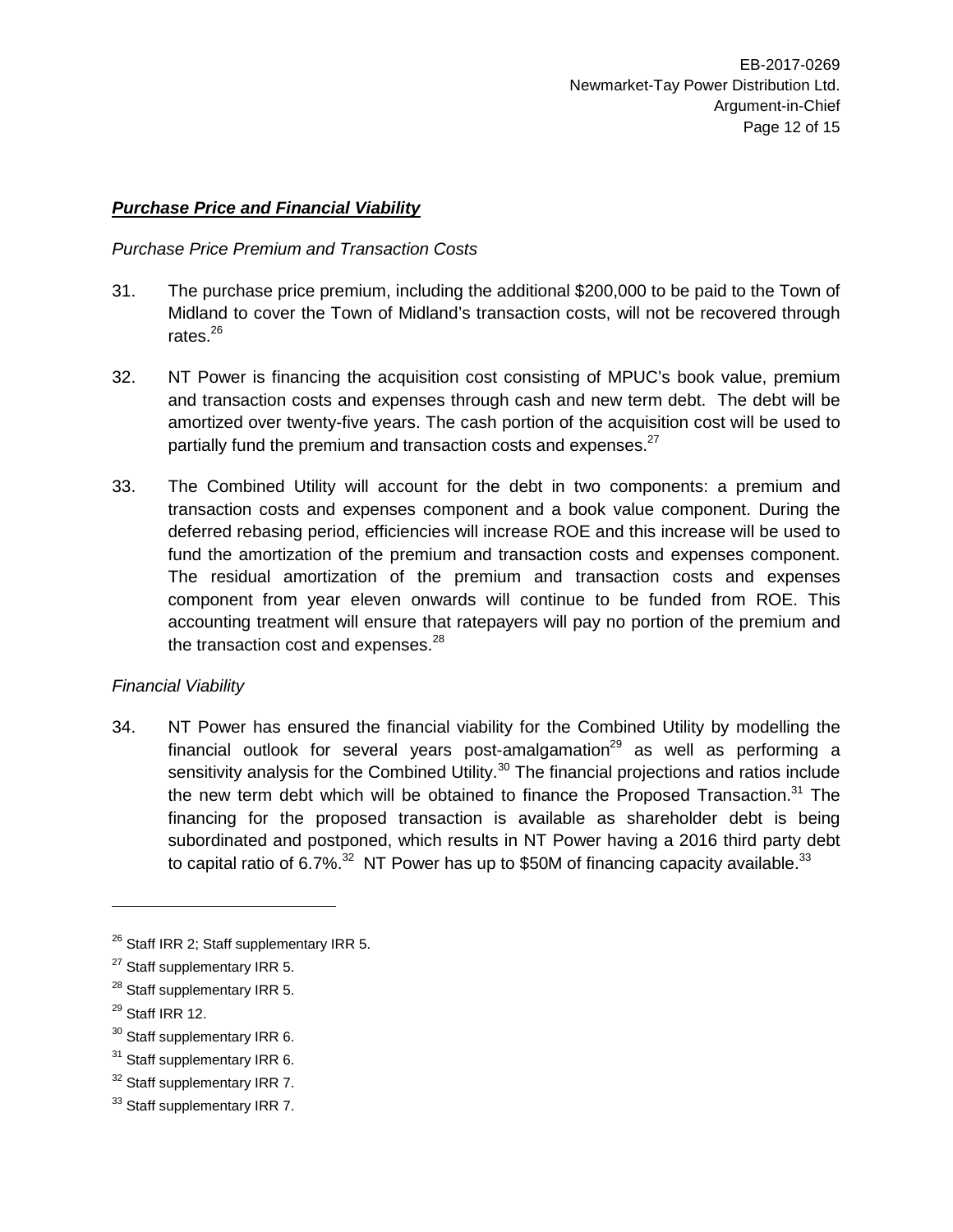***Purchase Price and Financial Viability***

*Purchase Price Premium and Transaction Costs*

31. The purchase price premium, including the additional $200,000 to be paid to the Town of Midland to cover the Town of Midland's transaction costs, will not be recovered through rates.[26]

32. NT Power is financing the acquisition cost consisting of MPUC's book value, premium and transaction costs and expenses through cash and new term debt. The debt will be amortized over twenty-five years. The cash portion of the acquisition cost will be used to partially fund the premium and transaction costs and expenses.[27]

33. The Combined Utility will account for the debt in two components: a premium and transaction costs and expenses component and a book value component. During the deferred rebasing period, efficiencies will increase ROE and this increase will be used to fund the amortization of the premium and transaction costs and expenses component. The residual amortization of the premium and transaction costs and expenses component from year eleven onwards will continue to be funded from ROE. This accounting treatment will ensure that ratepayers will pay no portion of the premium and the transaction cost and expenses.[28]

*Financial Viability*

34. NT Power has ensured the financial viability for the Combined Utility by modelling the financial outlook for several years post-amalgamation[29] as well as performing a sensitivity analysis for the Combined Utility.[30] The financial projections and ratios include the new term debt which will be obtained to finance the Proposed Transaction.[31] The financing for the proposed transaction is available as shareholder debt is being subordinated and postponed, which results in NT Power having a 2016 third party debt to capital ratio of 6.7%.[32] NT Power has up to $50M of financing capacity available.[33]

---

[26] Staff IRR 2; Staff supplementary IRR 5.

[27] Staff supplementary IRR 5.

[28] Staff supplementary IRR 5.

[29] Staff IRR 12.

[30] Staff supplementary IRR 6.

[31] Staff supplementary IRR 6.

[32] Staff supplementary IRR 7.

[33] Staff supplementary IRR 7.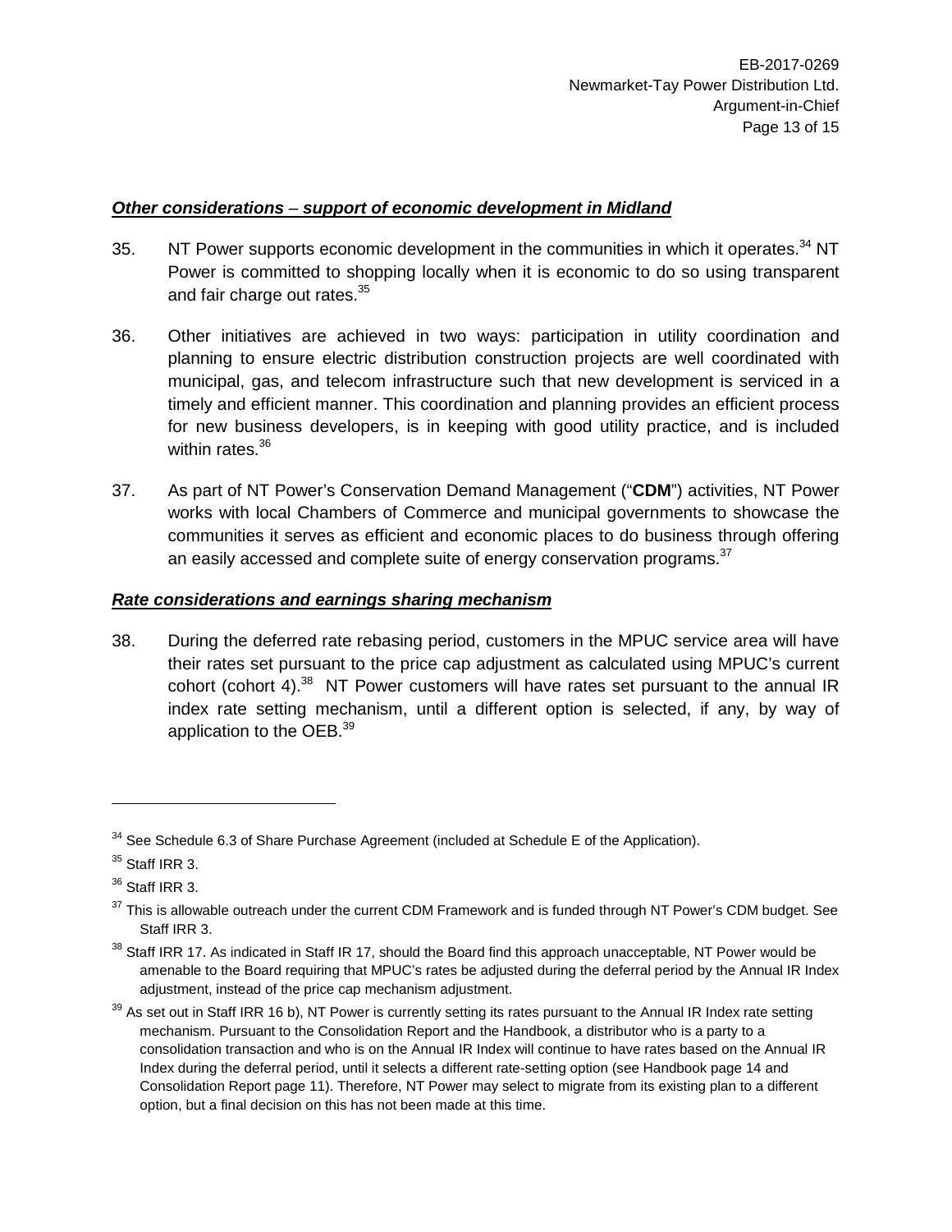***Other considerations – support of economic development in Midland***

35. NT Power supports economic development in the communities in which it operates.[34] NT Power is committed to shopping locally when it is economic to do so using transparent and fair charge out rates.[35]

36. Other initiatives are achieved in two ways: participation in utility coordination and planning to ensure electric distribution construction projects are well coordinated with municipal, gas, and telecom infrastructure such that new development is serviced in a timely and efficient manner. This coordination and planning provides an efficient process for new business developers, is in keeping with good utility practice, and is included within rates.[36]

37. As part of NT Power's Conservation Demand Management ("**CDM**") activities, NT Power works with local Chambers of Commerce and municipal governments to showcase the communities it serves as efficient and economic places to do business through offering an easily accessed and complete suite of energy conservation programs.[37]

***Rate considerations and earnings sharing mechanism***

38. During the deferred rate rebasing period, customers in the MPUC service area will have their rates set pursuant to the price cap adjustment as calculated using MPUC's current cohort (cohort 4).[38] NT Power customers will have rates set pursuant to the annual IR index rate setting mechanism, until a different option is selected, if any, by way of application to the OEB.[39]

---

[34] See Schedule 6.3 of Share Purchase Agreement (included at Schedule E of the Application).

[35] Staff IRR 3.

[36] Staff IRR 3.

[37] This is allowable outreach under the current CDM Framework and is funded through NT Power's CDM budget. See Staff IRR 3.

[38] Staff IRR 17. As indicated in Staff IR 17, should the Board find this approach unacceptable, NT Power would be amenable to the Board requiring that MPUC's rates be adjusted during the deferral period by the Annual IR Index adjustment, instead of the price cap mechanism adjustment.

[39] As set out in Staff IRR 16 b), NT Power is currently setting its rates pursuant to the Annual IR Index rate setting mechanism. Pursuant to the Consolidation Report and the Handbook, a distributor who is a party to a consolidation transaction and who is on the Annual IR Index will continue to have rates based on the Annual IR Index during the deferral period, until it selects a different rate-setting option (see Handbook page 14 and Consolidation Report page 11). Therefore, NT Power may select to migrate from its existing plan to a different option, but a final decision on this has not been made at this time.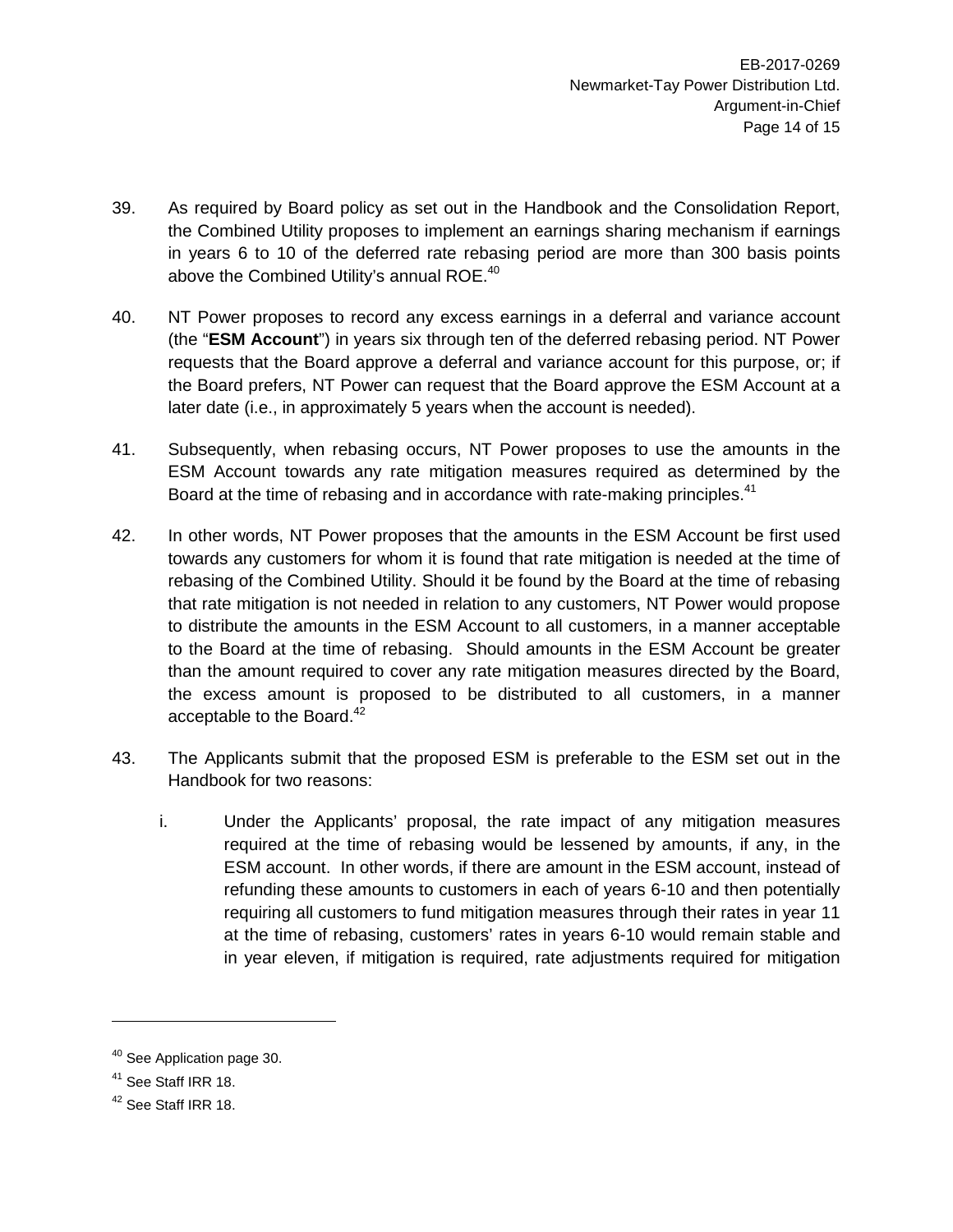39. As required by Board policy as set out in the Handbook and the Consolidation Report, the Combined Utility proposes to implement an earnings sharing mechanism if earnings in years 6 to 10 of the deferred rate rebasing period are more than 300 basis points above the Combined Utility's annual ROE.[40]

40. NT Power proposes to record any excess earnings in a deferral and variance account (the "**ESM Account**") in years six through ten of the deferred rebasing period. NT Power requests that the Board approve a deferral and variance account for this purpose, or; if the Board prefers, NT Power can request that the Board approve the ESM Account at a later date (i.e., in approximately 5 years when the account is needed).

41. Subsequently, when rebasing occurs, NT Power proposes to use the amounts in the ESM Account towards any rate mitigation measures required as determined by the Board at the time of rebasing and in accordance with rate-making principles.[41]

42. In other words, NT Power proposes that the amounts in the ESM Account be first used towards any customers for whom it is found that rate mitigation is needed at the time of rebasing of the Combined Utility. Should it be found by the Board at the time of rebasing that rate mitigation is not needed in relation to any customers, NT Power would propose to distribute the amounts in the ESM Account to all customers, in a manner acceptable to the Board at the time of rebasing. Should amounts in the ESM Account be greater than the amount required to cover any rate mitigation measures directed by the Board, the excess amount is proposed to be distributed to all customers, in a manner acceptable to the Board.[42]

43. The Applicants submit that the proposed ESM is preferable to the ESM set out in the Handbook for two reasons:

    i. Under the Applicants' proposal, the rate impact of any mitigation measures required at the time of rebasing would be lessened by amounts, if any, in the ESM account. In other words, if there are amount in the ESM account, instead of refunding these amounts to customers in each of years 6-10 and then potentially requiring all customers to fund mitigation measures through their rates in year 11 at the time of rebasing, customers' rates in years 6-10 would remain stable and in year eleven, if mitigation is required, rate adjustments required for mitigation

---

[40] See Application page 30.

[41] See Staff IRR 18.

[42] See Staff IRR 18.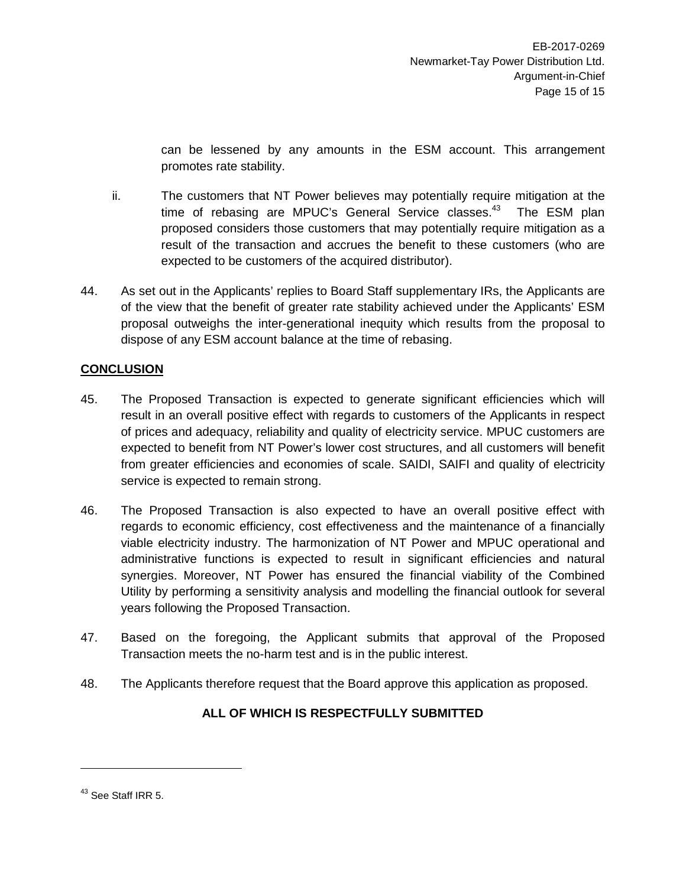can be lessened by any amounts in the ESM account. This arrangement promotes rate stability.

ii. The customers that NT Power believes may potentially require mitigation at the time of rebasing are MPUC's General Service classes.[43] The ESM plan proposed considers those customers that may potentially require mitigation as a result of the transaction and accrues the benefit to these customers (who are expected to be customers of the acquired distributor).

44. As set out in the Applicants' replies to Board Staff supplementary IRs, the Applicants are of the view that the benefit of greater rate stability achieved under the Applicants' ESM proposal outweighs the inter-generational inequity which results from the proposal to dispose of any ESM account balance at the time of rebasing.

## CONCLUSION

45. The Proposed Transaction is expected to generate significant efficiencies which will result in an overall positive effect with regards to customers of the Applicants in respect of prices and adequacy, reliability and quality of electricity service. MPUC customers are expected to benefit from NT Power's lower cost structures, and all customers will benefit from greater efficiencies and economies of scale. SAIDI, SAIFI and quality of electricity service is expected to remain strong.

46. The Proposed Transaction is also expected to have an overall positive effect with regards to economic efficiency, cost effectiveness and the maintenance of a financially viable electricity industry. The harmonization of NT Power and MPUC operational and administrative functions is expected to result in significant efficiencies and natural synergies. Moreover, NT Power has ensured the financial viability of the Combined Utility by performing a sensitivity analysis and modelling the financial outlook for several years following the Proposed Transaction.

47. Based on the foregoing, the Applicant submits that approval of the Proposed Transaction meets the no-harm test and is in the public interest.

48. The Applicants therefore request that the Board approve this application as proposed.

**ALL OF WHICH IS RESPECTFULLY SUBMITTED**

---

[43] See Staff IRR 5.